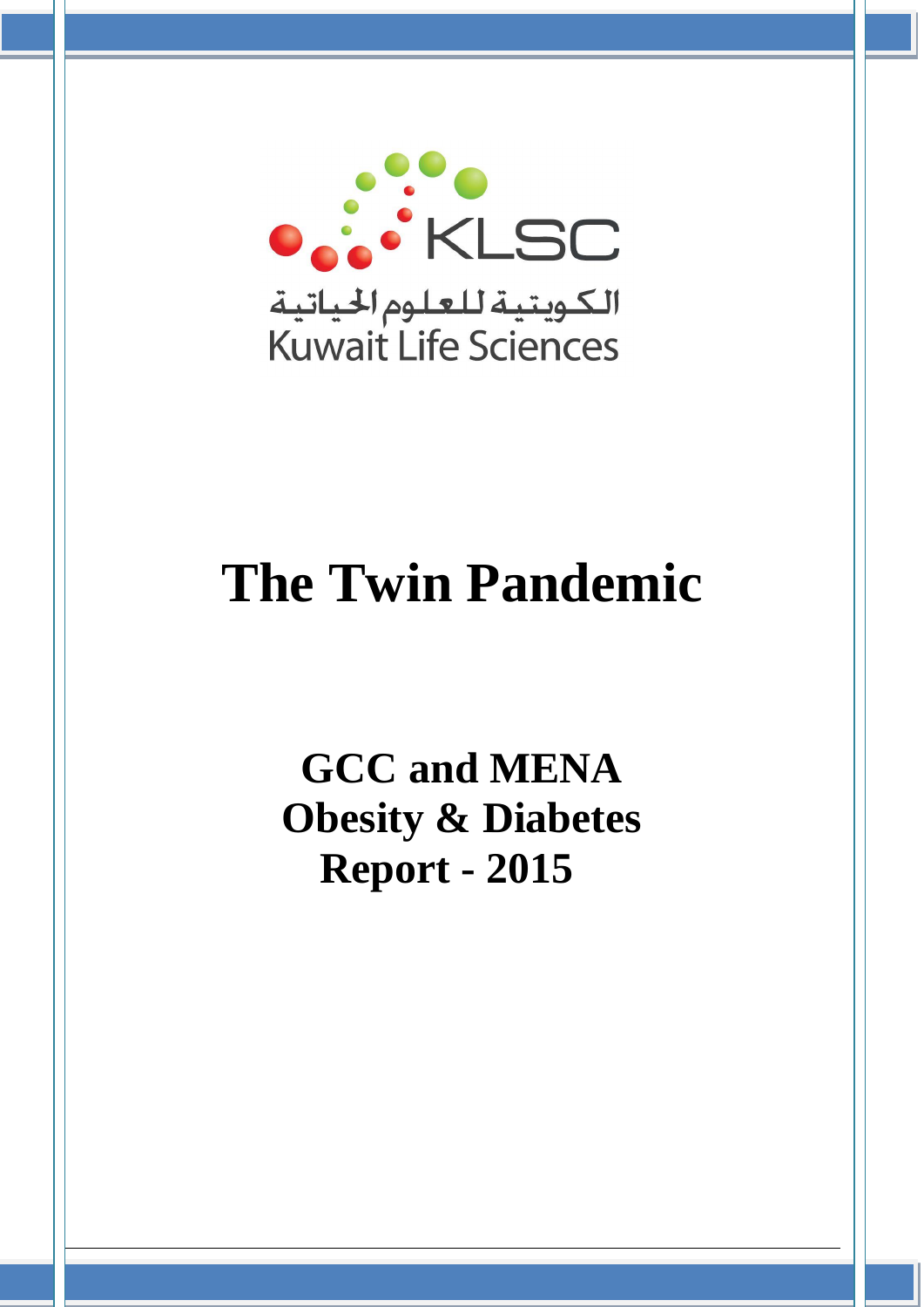KLSC

الكويتية للعلوم الحياتية

Kuwait Life Sciences

# The Twin Pandemic

## GCC and MENA Obesity & Diabetes Report - 2015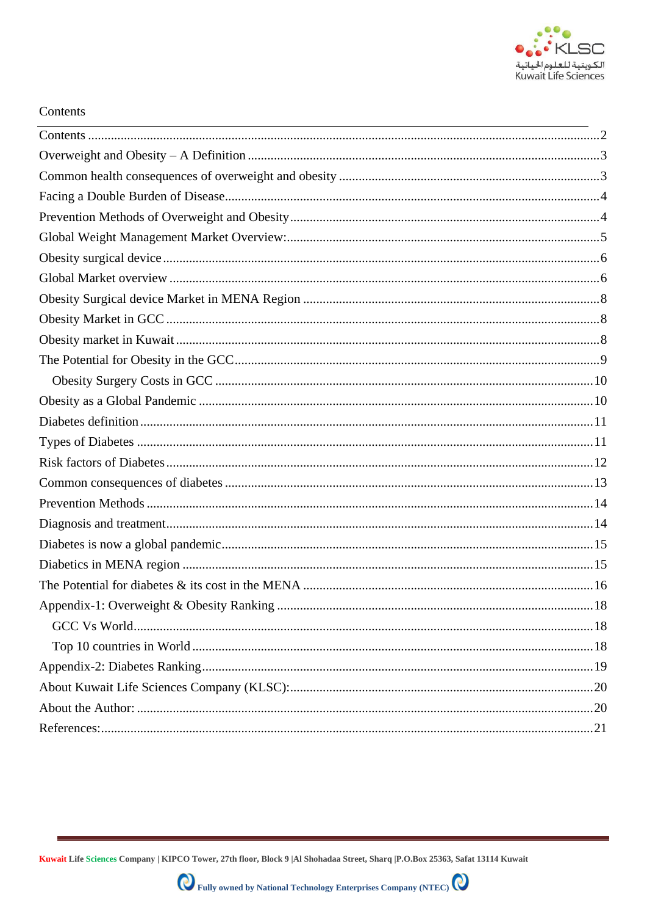# Contents

- Contents ........................................................................................................................2
- Overweight and Obesity – A Definition ..................................................................................3
- Common health consequences of overweight and obesity ........................................................3
- Facing a Double Burden of Disease.........................................................................................4
- Prevention Methods of Overweight and Obesity .......................................................................4
- Global Weight Management Market Overview:.........................................................................5
- Obesity surgical device ...........................................................................................................6
- Global Market overview ..........................................................................................................6
- Obesity Surgical device Market in MENA Region .....................................................................8
- Obesity Market in GCC ...........................................................................................................8
- Obesity market in Kuwait ........................................................................................................8
- The Potential for Obesity in the GCC.......................................................................................9
  - Obesity Surgery Costs in GCC .........................................................................................10
- Obesity as a Global Pandemic ..............................................................................................10
- Diabetes definition ................................................................................................................11
- Types of Diabetes .................................................................................................................11
- Risk factors of Diabetes .........................................................................................................12
- Common consequences of diabetes .......................................................................................13
- Prevention Methods ..............................................................................................................14
- Diagnosis and treatment........................................................................................................14
- Diabetes is now a global pandemic.........................................................................................15
- Diabetics in MENA region ....................................................................................................15
- The Potential for diabetes & its cost in the MENA ...................................................................16
- Appendix-1: Overweight & Obesity Ranking ..........................................................................18
  - GCC Vs World.................................................................................................................18
  - Top 10 countries in World ................................................................................................18
- Appendix-2: Diabetes Ranking...............................................................................................19
- About Kuwait Life Sciences Company (KLSC):.......................................................................20
- About the Author: .................................................................................................................20
- References:...........................................................................................................................21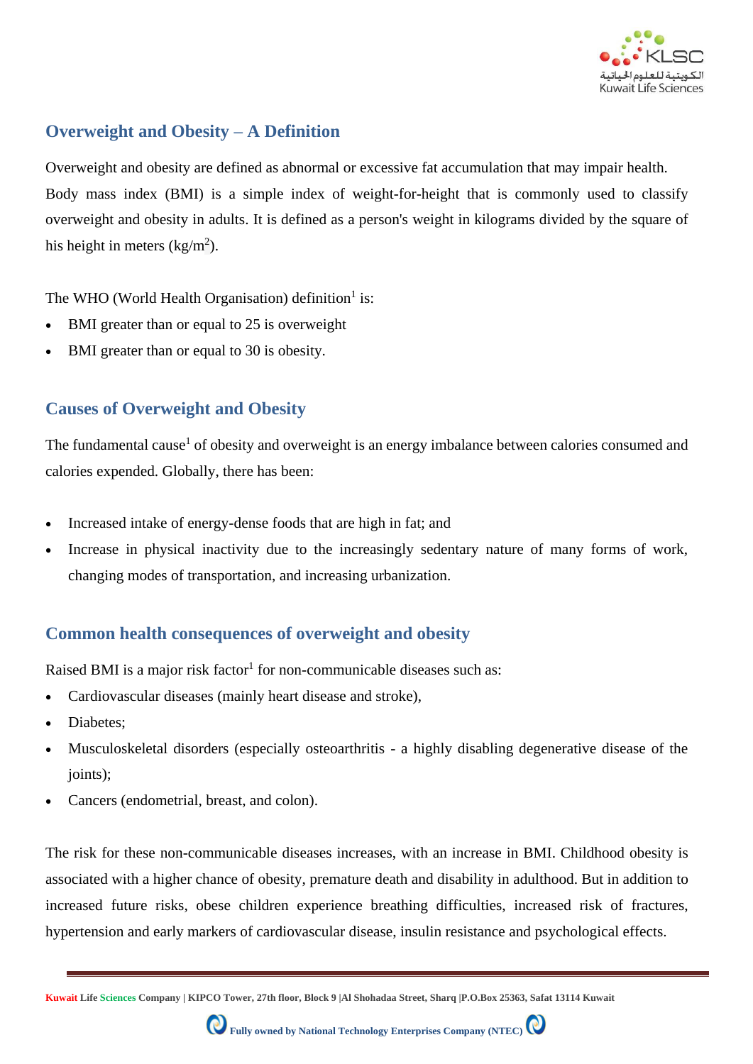## Overweight and Obesity – A Definition

Overweight and obesity are defined as abnormal or excessive fat accumulation that may impair health. Body mass index (BMI) is a simple index of weight-for-height that is commonly used to classify overweight and obesity in adults. It is defined as a person's weight in kilograms divided by the square of his height in meters ($kg/m^2$).

The WHO (World Health Organisation) definition[1] is:

- BMI greater than or equal to 25 is overweight
- BMI greater than or equal to 30 is obesity.

## Causes of Overweight and Obesity

The fundamental cause[1] of obesity and overweight is an energy imbalance between calories consumed and calories expended. Globally, there has been:

- Increased intake of energy-dense foods that are high in fat; and
- Increase in physical inactivity due to the increasingly sedentary nature of many forms of work, changing modes of transportation, and increasing urbanization.

## Common health consequences of overweight and obesity

Raised BMI is a major risk factor[1] for non-communicable diseases such as:

- Cardiovascular diseases (mainly heart disease and stroke),
- Diabetes;
- Musculoskeletal disorders (especially osteoarthritis - a highly disabling degenerative disease of the joints);
- Cancers (endometrial, breast, and colon).

The risk for these non-communicable diseases increases, with an increase in BMI. Childhood obesity is associated with a higher chance of obesity, premature death and disability in adulthood. But in addition to increased future risks, obese children experience breathing difficulties, increased risk of fractures, hypertension and early markers of cardiovascular disease, insulin resistance and psychological effects.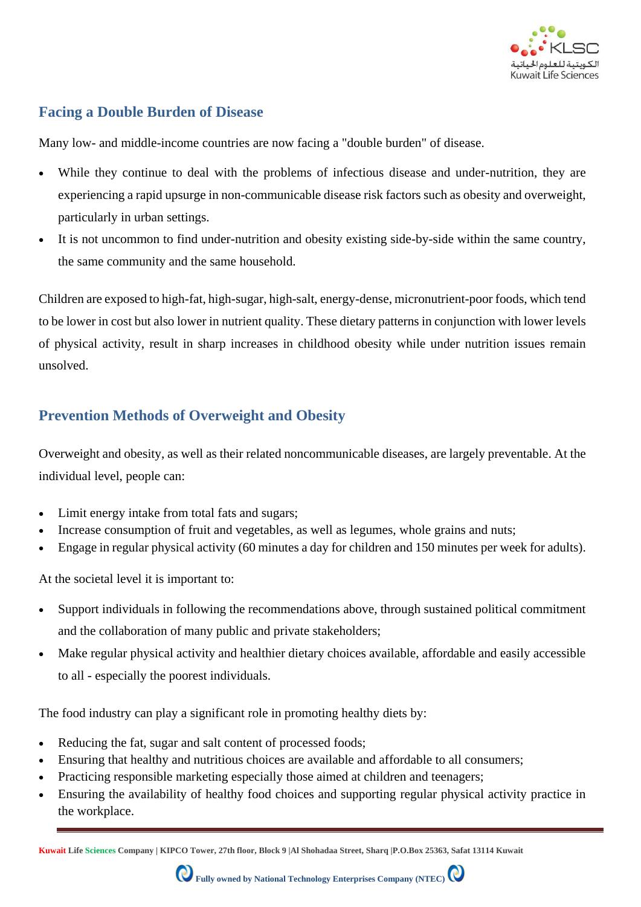## Facing a Double Burden of Disease

Many low- and middle-income countries are now facing a "double burden" of disease.

- While they continue to deal with the problems of infectious disease and under-nutrition, they are experiencing a rapid upsurge in non-communicable disease risk factors such as obesity and overweight, particularly in urban settings.
- It is not uncommon to find under-nutrition and obesity existing side-by-side within the same country, the same community and the same household.

Children are exposed to high-fat, high-sugar, high-salt, energy-dense, micronutrient-poor foods, which tend to be lower in cost but also lower in nutrient quality. These dietary patterns in conjunction with lower levels of physical activity, result in sharp increases in childhood obesity while under nutrition issues remain unsolved.

## Prevention Methods of Overweight and Obesity

Overweight and obesity, as well as their related noncommunicable diseases, are largely preventable. At the individual level, people can:

- Limit energy intake from total fats and sugars;
- Increase consumption of fruit and vegetables, as well as legumes, whole grains and nuts;
- Engage in regular physical activity (60 minutes a day for children and 150 minutes per week for adults).

At the societal level it is important to:

- Support individuals in following the recommendations above, through sustained political commitment and the collaboration of many public and private stakeholders;
- Make regular physical activity and healthier dietary choices available, affordable and easily accessible to all - especially the poorest individuals.

The food industry can play a significant role in promoting healthy diets by:

- Reducing the fat, sugar and salt content of processed foods;
- Ensuring that healthy and nutritious choices are available and affordable to all consumers;
- Practicing responsible marketing especially those aimed at children and teenagers;
- Ensuring the availability of healthy food choices and supporting regular physical activity practice in the workplace.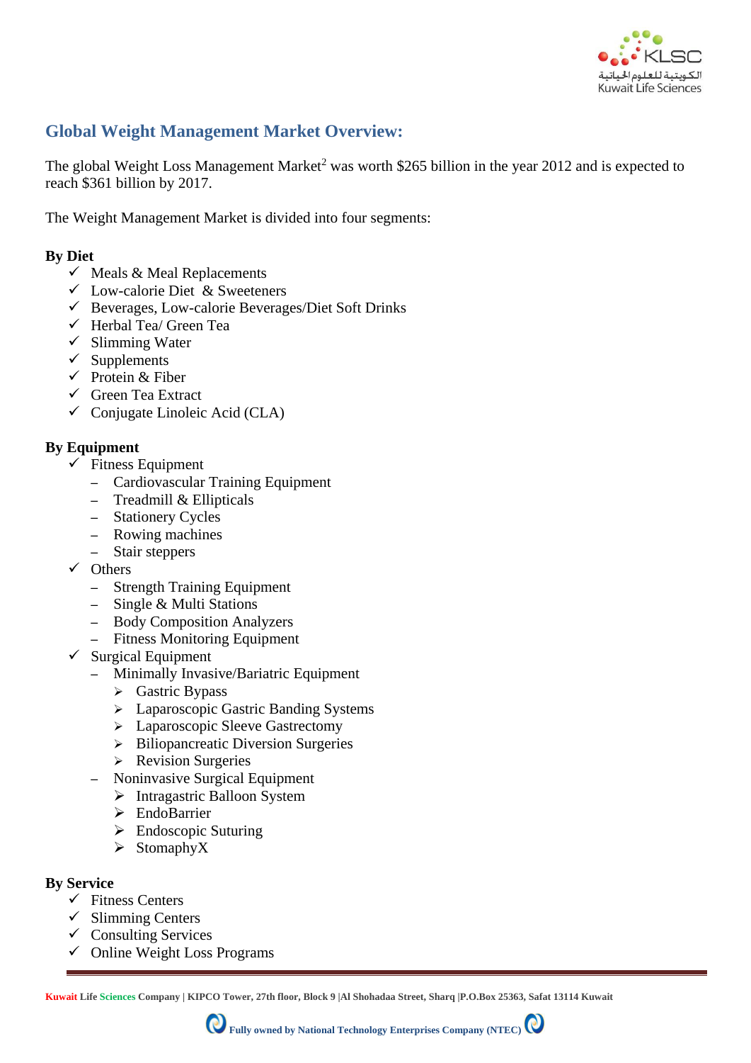## Global Weight Management Market Overview:

The global Weight Loss Management Market[2] was worth $265 billion in the year 2012 and is expected to reach $361 billion by 2017.

The Weight Management Market is divided into four segments:

**By Diet**

- ✓ Meals & Meal Replacements
- ✓ Low-calorie Diet & Sweeteners
- ✓ Beverages, Low-calorie Beverages/Diet Soft Drinks
- ✓ Herbal Tea/ Green Tea
- ✓ Slimming Water
- ✓ Supplements
- ✓ Protein & Fiber
- ✓ Green Tea Extract
- ✓ Conjugate Linoleic Acid (CLA)

**By Equipment**

- ✓ Fitness Equipment
  - Cardiovascular Training Equipment
  - Treadmill & Ellipticals
  - Stationery Cycles
  - Rowing machines
  - Stair steppers
- ✓ Others
  - Strength Training Equipment
  - Single & Multi Stations
  - Body Composition Analyzers
  - Fitness Monitoring Equipment
- ✓ Surgical Equipment
  - Minimally Invasive/Bariatric Equipment
    - ➢ Gastric Bypass
    - ➢ Laparoscopic Gastric Banding Systems
    - ➢ Laparoscopic Sleeve Gastrectomy
    - ➢ Biliopancreatic Diversion Surgeries
    - ➢ Revision Surgeries
  - Noninvasive Surgical Equipment
    - ➢ Intragastric Balloon System
    - ➢ EndoBarrier
    - ➢ Endoscopic Suturing
    - ➢ StomaphyX

**By Service**

- ✓ Fitness Centers
- ✓ Slimming Centers
- ✓ Consulting Services
- ✓ Online Weight Loss Programs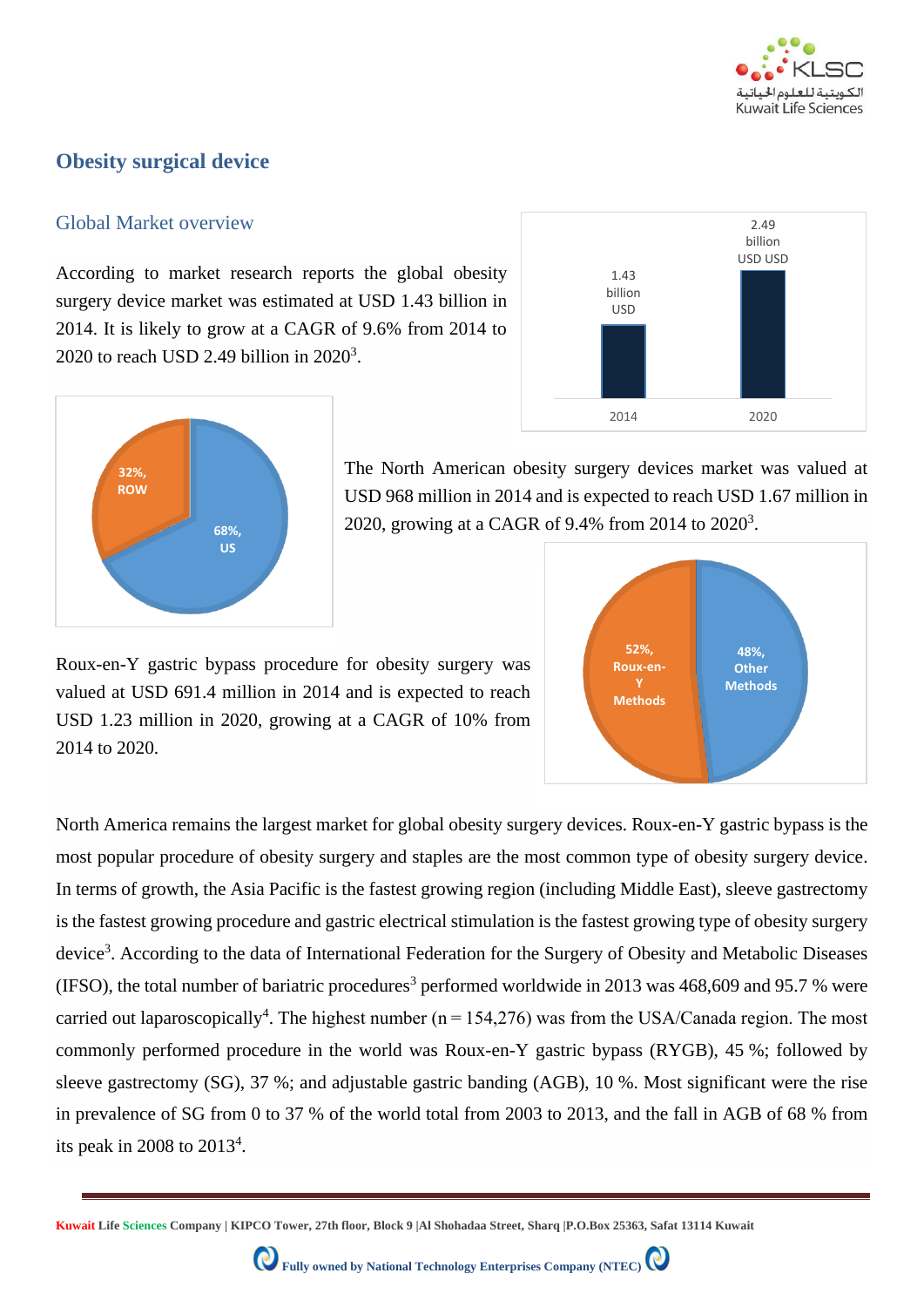## Obesity surgical device

### Global Market overview

According to market research reports the global obesity surgery device market was estimated at USD 1.43 billion in 2014. It is likely to grow at a CAGR of 9.6% from 2014 to 2020 to reach USD 2.49 billion in 2020[3].

The North American obesity surgery devices market was valued at USD 968 million in 2014 and is expected to reach USD 1.67 million in 2020, growing at a CAGR of 9.4% from 2014 to 2020[3].

Roux-en-Y gastric bypass procedure for obesity surgery was valued at USD 691.4 million in 2014 and is expected to reach USD 1.23 million in 2020, growing at a CAGR of 10% from 2014 to 2020.

North America remains the largest market for global obesity surgery devices. Roux-en-Y gastric bypass is the most popular procedure of obesity surgery and staples are the most common type of obesity surgery device. In terms of growth, the Asia Pacific is the fastest growing region (including Middle East), sleeve gastrectomy is the fastest growing procedure and gastric electrical stimulation is the fastest growing type of obesity surgery device[3]. According to the data of International Federation for the Surgery of Obesity and Metabolic Diseases (IFSO), the total number of bariatric procedures[3] performed worldwide in 2013 was 468,609 and 95.7 % were carried out laparoscopically[4]. The highest number (n = 154,276) was from the USA/Canada region. The most commonly performed procedure in the world was Roux-en-Y gastric bypass (RYGB), 45 %; followed by sleeve gastrectomy (SG), 37 %; and adjustable gastric banding (AGB), 10 %. Most significant were the rise in prevalence of SG from 0 to 37 % of the world total from 2003 to 2013, and the fall in AGB of 68 % from its peak in 2008 to 2013[4].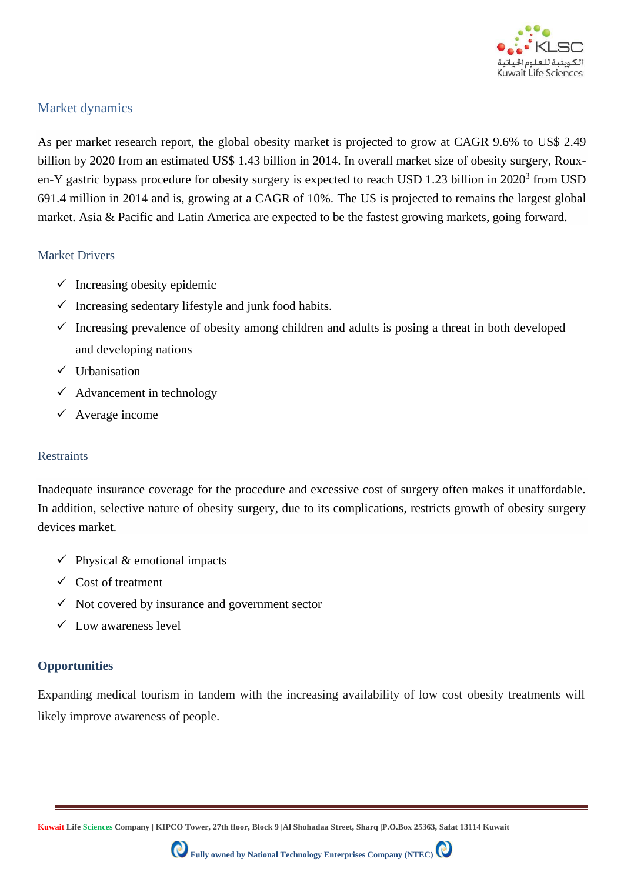## Market dynamics

As per market research report, the global obesity market is projected to grow at CAGR 9.6% to US$ 2.49 billion by 2020 from an estimated US$ 1.43 billion in 2014. In overall market size of obesity surgery, Roux-en-Y gastric bypass procedure for obesity surgery is expected to reach USD 1.23 billion in 2020[3] from USD 691.4 million in 2014 and is, growing at a CAGR of 10%. The US is projected to remains the largest global market. Asia & Pacific and Latin America are expected to be the fastest growing markets, going forward.

### Market Drivers

- ✓ Increasing obesity epidemic
- ✓ Increasing sedentary lifestyle and junk food habits.
- ✓ Increasing prevalence of obesity among children and adults is posing a threat in both developed and developing nations
- ✓ Urbanisation
- ✓ Advancement in technology
- ✓ Average income

### Restraints

Inadequate insurance coverage for the procedure and excessive cost of surgery often makes it unaffordable. In addition, selective nature of obesity surgery, due to its complications, restricts growth of obesity surgery devices market.

- ✓ Physical & emotional impacts
- ✓ Cost of treatment
- ✓ Not covered by insurance and government sector
- ✓ Low awareness level

### **Opportunities**

Expanding medical tourism in tandem with the increasing availability of low cost obesity treatments will likely improve awareness of people.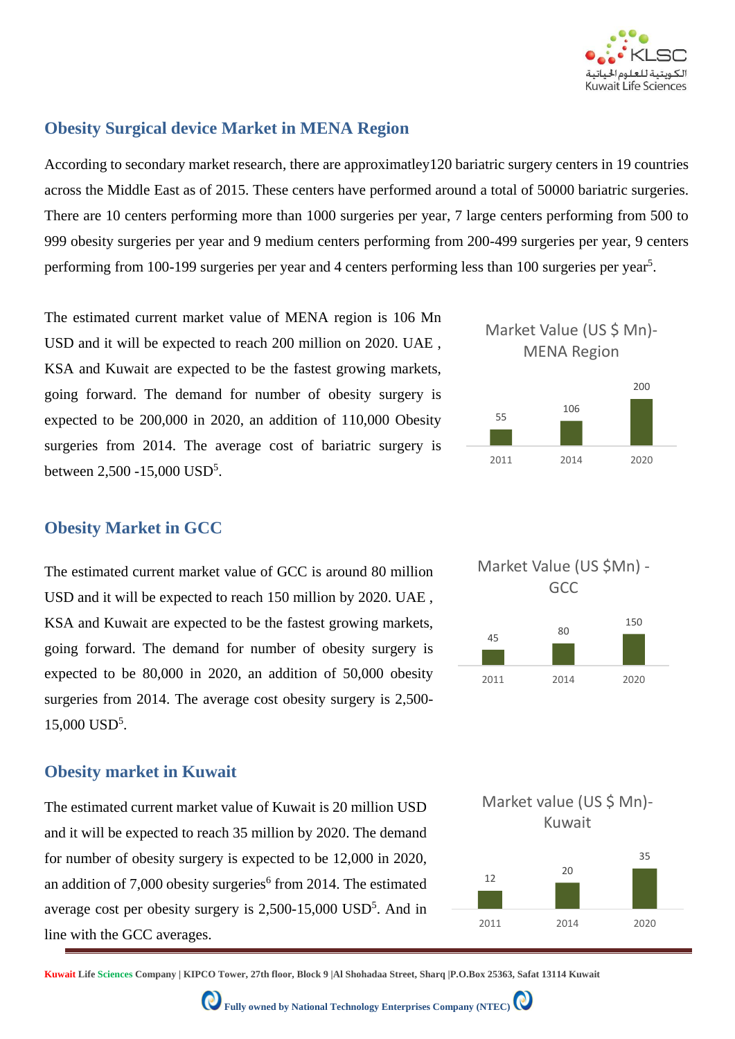## Obesity Surgical device Market in MENA Region

According to secondary market research, there are approximatley120 bariatric surgery centers in 19 countries across the Middle East as of 2015. These centers have performed around a total of 50000 bariatric surgeries. There are 10 centers performing more than 1000 surgeries per year, 7 large centers performing from 500 to 999 obesity surgeries per year and 9 medium centers performing from 200-499 surgeries per year, 9 centers performing from 100-199 surgeries per year and 4 centers performing less than 100 surgeries per year[5].

The estimated current market value of MENA region is 106 Mn USD and it will be expected to reach 200 million on 2020. UAE , KSA and Kuwait are expected to be the fastest growing markets, going forward. The demand for number of obesity surgery is expected to be 200,000 in 2020, an addition of 110,000 Obesity surgeries from 2014. The average cost of bariatric surgery is between 2,500 -15,000 USD[5].

Market Value (US $ Mn)- MENA Region

| Year | Value |
|---|---|
| 2011 | 55 |
| 2014 | 106 |
| 2020 | 200 |

## Obesity Market in GCC

The estimated current market value of GCC is around 80 million USD and it will be expected to reach 150 million by 2020. UAE , KSA and Kuwait are expected to be the fastest growing markets, going forward. The demand for number of obesity surgery is expected to be 80,000 in 2020, an addition of 50,000 obesity surgeries from 2014. The average cost obesity surgery is 2,500-15,000 USD[5].

Market Value (US $Mn) - GCC

| Year | Value |
|---|---|
| 2011 | 45 |
| 2014 | 80 |
| 2020 | 150 |

## Obesity market in Kuwait

The estimated current market value of Kuwait is 20 million USD and it will be expected to reach 35 million by 2020. The demand for number of obesity surgery is expected to be 12,000 in 2020, an addition of 7,000 obesity surgeries[6] from 2014. The estimated average cost per obesity surgery is 2,500-15,000 USD[5]. And in line with the GCC averages.

Market value (US $ Mn)- Kuwait

| Year | Value |
|---|---|
| 2011 | 12 |
| 2014 | 20 |
| 2020 | 35 |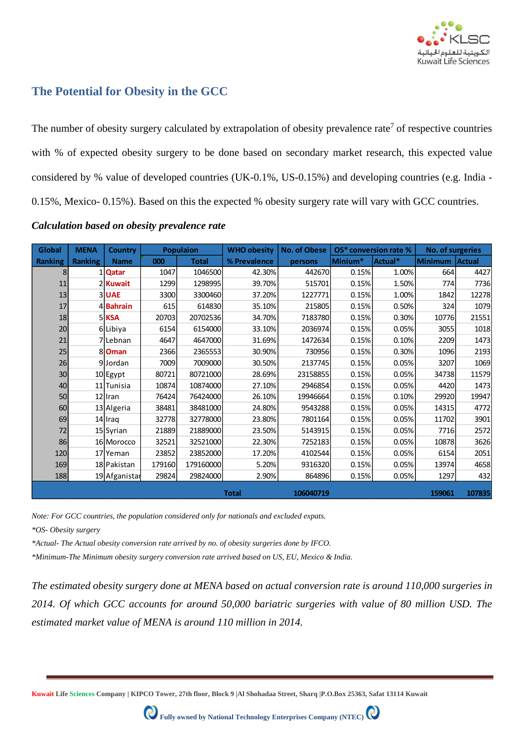## The Potential for Obesity in the GCC

The number of obesity surgery calculated by extrapolation of obesity prevalence rate[7] of respective countries with % of expected obesity surgery to be done based on secondary market research, this expected value considered by % value of developed countries (UK-0.1%, US-0.15%) and developing countries (e.g. India - 0.15%, Mexico- 0.15%). Based on this the expected % obesity surgery rate will vary with GCC countries.

***Calculation based on obesity prevalence rate***

| Global Ranking | MENA Ranking | Country Name | Populaion | | WHO obesity | No. of Obese | OS* conversion rate % | | No. of surgeries | |
|---|---|---|---|---|---|---|---|---|---|---|
| | | | 000 | Total | % Prevalence | persons | Minium* | Actual* | Minimum | Actual |
| 8 | 1 | **Qatar** | 1047 | 1046500 | 42.30% | 442670 | 0.15% | 1.00% | 664 | 4427 |
| 11 | 2 | **Kuwait** | 1299 | 1298995 | 39.70% | 515701 | 0.15% | 1.50% | 774 | 7736 |
| 13 | 3 | **UAE** | 3300 | 3300460 | 37.20% | 1227771 | 0.15% | 1.00% | 1842 | 12278 |
| 17 | 4 | **Bahrain** | 615 | 614830 | 35.10% | 215805 | 0.15% | 0.50% | 324 | 1079 |
| 18 | 5 | **KSA** | 20703 | 20702536 | 34.70% | 7183780 | 0.15% | 0.30% | 10776 | 21551 |
| 20 | 6 | Libiya | 6154 | 6154000 | 33.10% | 2036974 | 0.15% | 0.05% | 3055 | 1018 |
| 21 | 7 | Lebnan | 4647 | 4647000 | 31.69% | 1472634 | 0.15% | 0.10% | 2209 | 1473 |
| 25 | 8 | **Oman** | 2366 | 2365553 | 30.90% | 730956 | 0.15% | 0.30% | 1096 | 2193 |
| 26 | 9 | Jordan | 7009 | 7009000 | 30.50% | 2137745 | 0.15% | 0.05% | 3207 | 1069 |
| 30 | 10 | Egypt | 80721 | 80721000 | 28.69% | 23158855 | 0.15% | 0.05% | 34738 | 11579 |
| 40 | 11 | Tunisia | 10874 | 10874000 | 27.10% | 2946854 | 0.15% | 0.05% | 4420 | 1473 |
| 50 | 12 | Iran | 76424 | 76424000 | 26.10% | 19946664 | 0.15% | 0.10% | 29920 | 19947 |
| 60 | 13 | Algeria | 38481 | 38481000 | 24.80% | 9543288 | 0.15% | 0.05% | 14315 | 4772 |
| 69 | 14 | Iraq | 32778 | 32778000 | 23.80% | 7801164 | 0.15% | 0.05% | 11702 | 3901 |
| 72 | 15 | Syrian | 21889 | 21889000 | 23.50% | 5143915 | 0.15% | 0.05% | 7716 | 2572 |
| 86 | 16 | Morocco | 32521 | 32521000 | 22.30% | 7252183 | 0.15% | 0.05% | 10878 | 3626 |
| 120 | 17 | Yeman | 23852 | 23852000 | 17.20% | 4102544 | 0.15% | 0.05% | 6154 | 2051 |
| 169 | 18 | Pakistan | 179160 | 179160000 | 5.20% | 9316320 | 0.15% | 0.05% | 13974 | 4658 |
| 188 | 19 | Afganistan | 29824 | 29824000 | 2.90% | 864896 | 0.15% | 0.05% | 1297 | 432 |
| | | | | | **Total** | **106040719** | | | **159061** | **107835** |

*Note: For GCC countries, the population considered only for nationals and excluded expats.*

*\*OS- Obesity surgery*

*\*Actual- The Actual obesity conversion rate arrived by no. of obesity surgeries done by IFCO.*

*\*Minimum-The Minimum obesity surgery conversion rate arrived based on US, EU, Mexico & India.*

*The estimated obesity surgery done at MENA based on actual conversion rate is around 110,000 surgeries in 2014. Of which GCC accounts for around 50,000 bariatric surgeries with value of 80 million USD. The estimated market value of MENA is around 110 million in 2014.*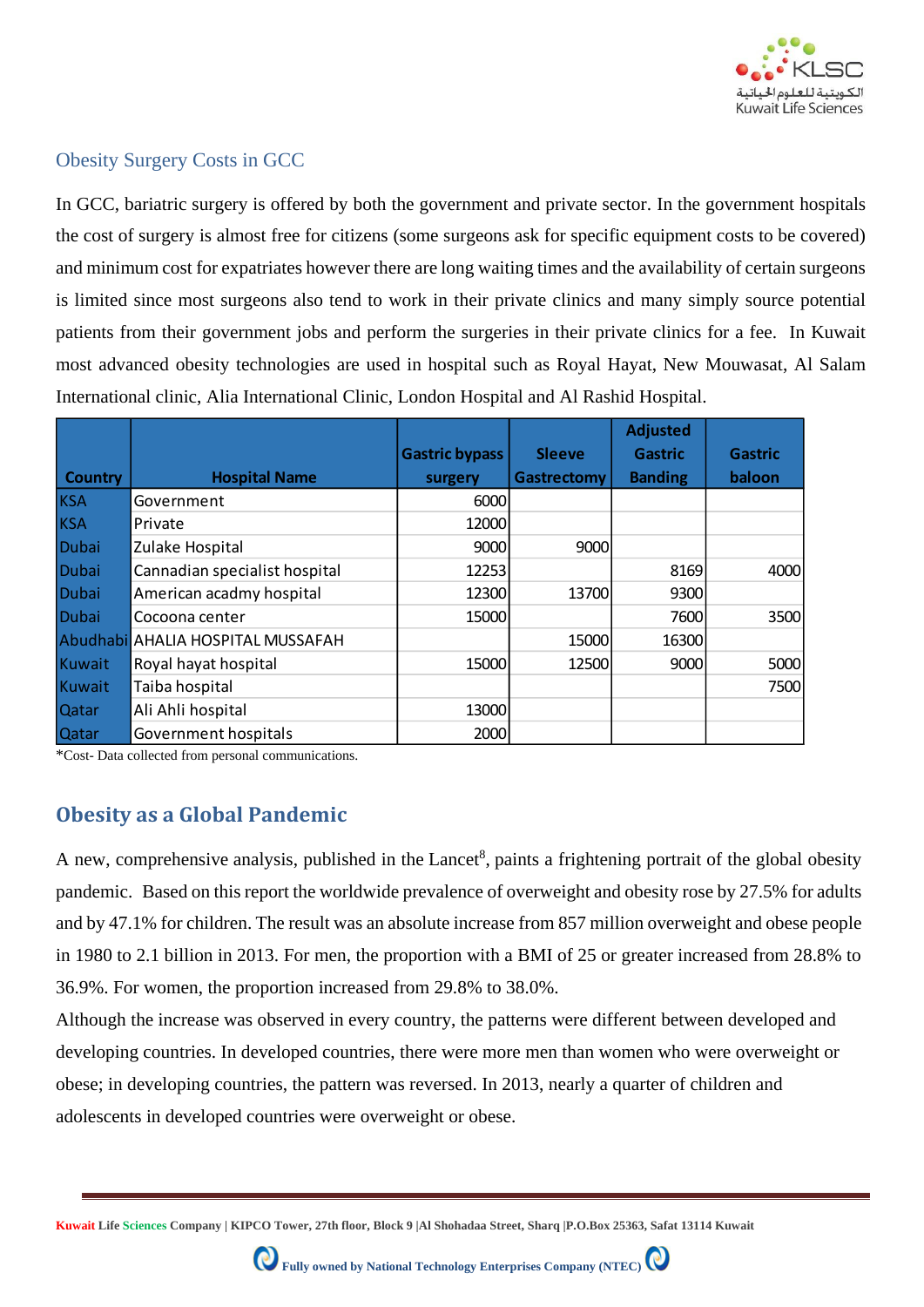## Obesity Surgery Costs in GCC

In GCC, bariatric surgery is offered by both the government and private sector. In the government hospitals the cost of surgery is almost free for citizens (some surgeons ask for specific equipment costs to be covered) and minimum cost for expatriates however there are long waiting times and the availability of certain surgeons is limited since most surgeons also tend to work in their private clinics and many simply source potential patients from their government jobs and perform the surgeries in their private clinics for a fee. In Kuwait most advanced obesity technologies are used in hospital such as Royal Hayat, New Mouwasat, Al Salam International clinic, Alia International Clinic, London Hospital and Al Rashid Hospital.

| Country | Hospital Name | Gastric bypass surgery | Sleeve Gastrectomy | Adjusted Gastric Banding | Gastric baloon |
|---|---|---|---|---|---|
| KSA | Government | 6000 | | | |
| KSA | Private | 12000 | | | |
| Dubai | Zulake Hospital | 9000 | 9000 | | |
| Dubai | Cannadian specialist hospital | 12253 | | 8169 | 4000 |
| Dubai | American acadmy hospital | 12300 | 13700 | 9300 | |
| Dubai | Cocoona center | 15000 | | 7600 | 3500 |
| Abudhabi | AHALIA HOSPITAL MUSSAFAH | | 15000 | 16300 | |
| Kuwait | Royal hayat hospital | 15000 | 12500 | 9000 | 5000 |
| Kuwait | Taiba hospital | | | | 7500 |
| Qatar | Ali Ahli hospital | 13000 | | | |
| Qatar | Government hospitals | 2000 | | | |

*Cost- Data collected from personal communications.

## Obesity as a Global Pandemic

A new, comprehensive analysis, published in the Lancet[8], paints a frightening portrait of the global obesity pandemic. Based on this report the worldwide prevalence of overweight and obesity rose by 27.5% for adults and by 47.1% for children. The result was an absolute increase from 857 million overweight and obese people in 1980 to 2.1 billion in 2013. For men, the proportion with a BMI of 25 or greater increased from 28.8% to 36.9%. For women, the proportion increased from 29.8% to 38.0%.

Although the increase was observed in every country, the patterns were different between developed and developing countries. In developed countries, there were more men than women who were overweight or obese; in developing countries, the pattern was reversed. In 2013, nearly a quarter of children and adolescents in developed countries were overweight or obese.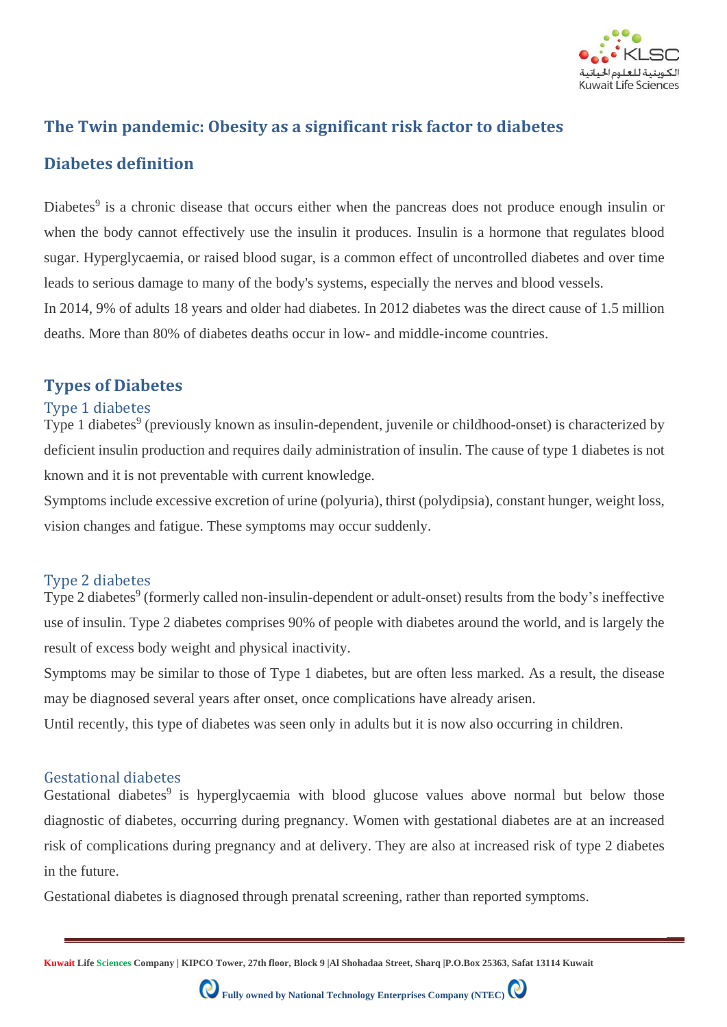## The Twin pandemic: Obesity as a significant risk factor to diabetes

## Diabetes definition

Diabetes[9] is a chronic disease that occurs either when the pancreas does not produce enough insulin or when the body cannot effectively use the insulin it produces. Insulin is a hormone that regulates blood sugar. Hyperglycaemia, or raised blood sugar, is a common effect of uncontrolled diabetes and over time leads to serious damage to many of the body's systems, especially the nerves and blood vessels.

In 2014, 9% of adults 18 years and older had diabetes. In 2012 diabetes was the direct cause of 1.5 million deaths. More than 80% of diabetes deaths occur in low- and middle-income countries.

## Types of Diabetes

### Type 1 diabetes

Type 1 diabetes[9] (previously known as insulin-dependent, juvenile or childhood-onset) is characterized by deficient insulin production and requires daily administration of insulin. The cause of type 1 diabetes is not known and it is not preventable with current knowledge.

Symptoms include excessive excretion of urine (polyuria), thirst (polydipsia), constant hunger, weight loss, vision changes and fatigue. These symptoms may occur suddenly.

### Type 2 diabetes

Type 2 diabetes[9] (formerly called non-insulin-dependent or adult-onset) results from the body's ineffective use of insulin. Type 2 diabetes comprises 90% of people with diabetes around the world, and is largely the result of excess body weight and physical inactivity.

Symptoms may be similar to those of Type 1 diabetes, but are often less marked. As a result, the disease may be diagnosed several years after onset, once complications have already arisen.

Until recently, this type of diabetes was seen only in adults but it is now also occurring in children.

### Gestational diabetes

Gestational diabetes[9] is hyperglycaemia with blood glucose values above normal but below those diagnostic of diabetes, occurring during pregnancy. Women with gestational diabetes are at an increased risk of complications during pregnancy and at delivery. They are also at increased risk of type 2 diabetes in the future.

Gestational diabetes is diagnosed through prenatal screening, rather than reported symptoms.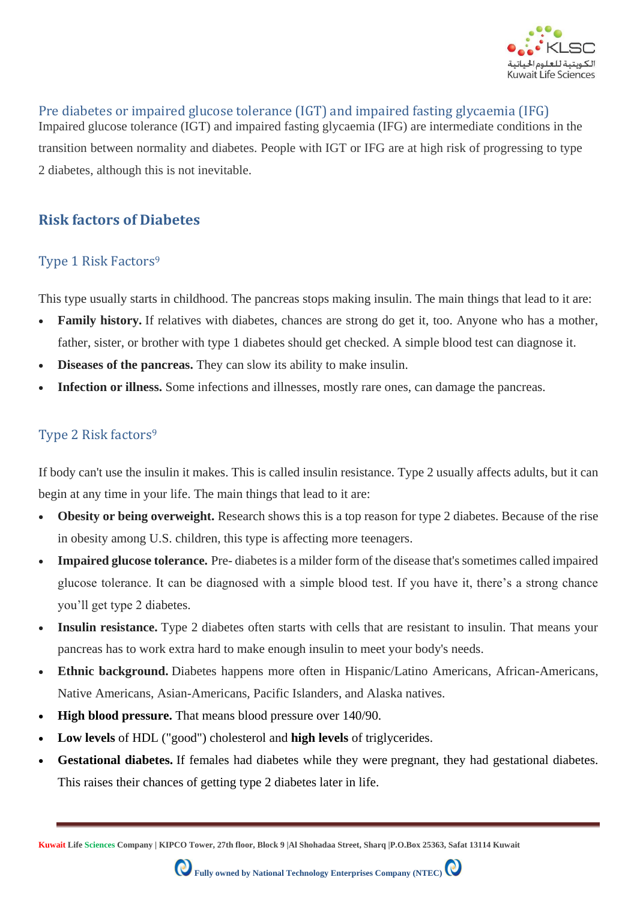### Pre diabetes or impaired glucose tolerance (IGT) and impaired fasting glycaemia (IFG)

Impaired glucose tolerance (IGT) and impaired fasting glycaemia (IFG) are intermediate conditions in the transition between normality and diabetes. People with IGT or IFG are at high risk of progressing to type 2 diabetes, although this is not inevitable.

## Risk factors of Diabetes

### Type 1 Risk Factors[9]

This type usually starts in childhood. The pancreas stops making insulin. The main things that lead to it are:

- **Family history.** If relatives with diabetes, chances are strong do get it, too. Anyone who has a mother, father, sister, or brother with type 1 diabetes should get checked. A simple blood test can diagnose it.
- **Diseases of the pancreas.** They can slow its ability to make insulin.
- **Infection or illness.** Some infections and illnesses, mostly rare ones, can damage the pancreas.

### Type 2 Risk factors[9]

If body can't use the insulin it makes. This is called insulin resistance. Type 2 usually affects adults, but it can begin at any time in your life. The main things that lead to it are:

- **Obesity or being overweight.** Research shows this is a top reason for type 2 diabetes. Because of the rise in obesity among U.S. children, this type is affecting more teenagers.
- **Impaired glucose tolerance.** Pre- diabetes is a milder form of the disease that's sometimes called impaired glucose tolerance. It can be diagnosed with a simple blood test. If you have it, there's a strong chance you'll get type 2 diabetes.
- **Insulin resistance.** Type 2 diabetes often starts with cells that are resistant to insulin. That means your pancreas has to work extra hard to make enough insulin to meet your body's needs.
- **Ethnic background.** Diabetes happens more often in Hispanic/Latino Americans, African-Americans, Native Americans, Asian-Americans, Pacific Islanders, and Alaska natives.
- **High blood pressure.** That means blood pressure over 140/90.
- **Low levels** of HDL ("good") cholesterol and **high levels** of triglycerides.
- **Gestational diabetes.** If females had diabetes while they were pregnant, they had gestational diabetes. This raises their chances of getting type 2 diabetes later in life.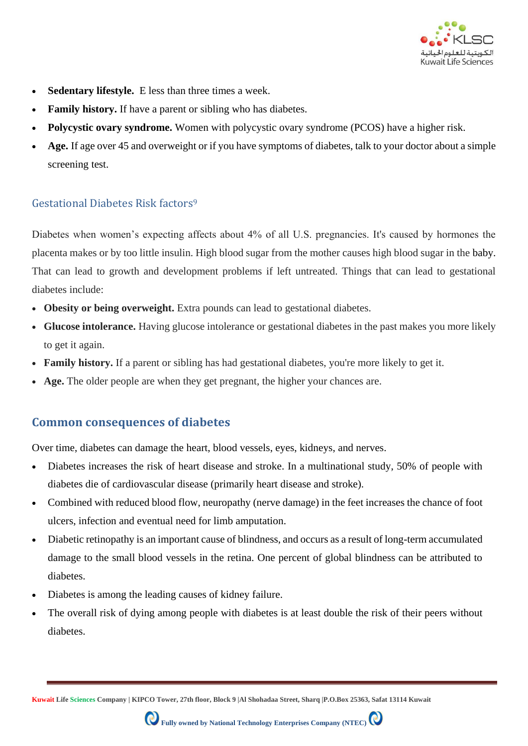- **Sedentary lifestyle.** E less than three times a week.
- **Family history.** If have a parent or sibling who has diabetes.
- **Polycystic ovary syndrome.** Women with polycystic ovary syndrome (PCOS) have a higher risk.
- **Age.** If age over 45 and overweight or if you have symptoms of diabetes, talk to your doctor about a simple screening test.

### Gestational Diabetes Risk factors[9]

Diabetes when women's expecting affects about 4% of all U.S. pregnancies. It's caused by hormones the placenta makes or by too little insulin. High blood sugar from the mother causes high blood sugar in the baby. That can lead to growth and development problems if left untreated. Things that can lead to gestational diabetes include:

- **Obesity or being overweight.** Extra pounds can lead to gestational diabetes.
- **Glucose intolerance.** Having glucose intolerance or gestational diabetes in the past makes you more likely to get it again.
- **Family history.** If a parent or sibling has had gestational diabetes, you're more likely to get it.
- **Age.** The older people are when they get pregnant, the higher your chances are.

## Common consequences of diabetes

Over time, diabetes can damage the heart, blood vessels, eyes, kidneys, and nerves.

- Diabetes increases the risk of heart disease and stroke. In a multinational study, 50% of people with diabetes die of cardiovascular disease (primarily heart disease and stroke).
- Combined with reduced blood flow, neuropathy (nerve damage) in the feet increases the chance of foot ulcers, infection and eventual need for limb amputation.
- Diabetic retinopathy is an important cause of blindness, and occurs as a result of long-term accumulated damage to the small blood vessels in the retina. One percent of global blindness can be attributed to diabetes.
- Diabetes is among the leading causes of kidney failure.
- The overall risk of dying among people with diabetes is at least double the risk of their peers without diabetes.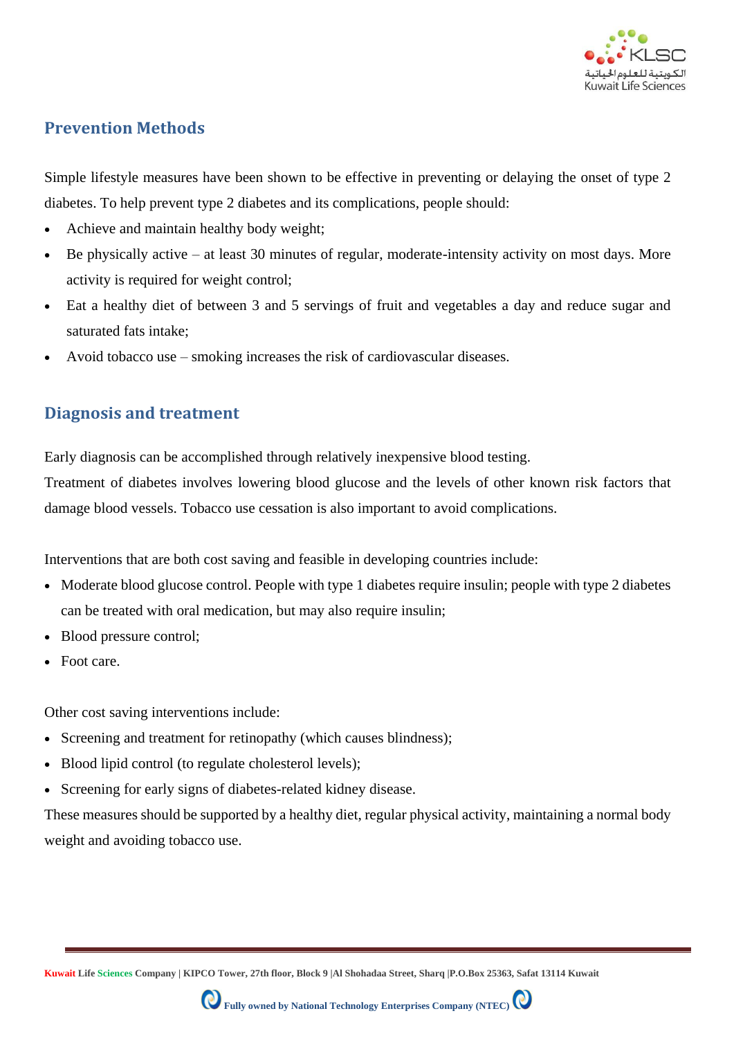## Prevention Methods

Simple lifestyle measures have been shown to be effective in preventing or delaying the onset of type 2 diabetes. To help prevent type 2 diabetes and its complications, people should:

- Achieve and maintain healthy body weight;
- Be physically active – at least 30 minutes of regular, moderate-intensity activity on most days. More activity is required for weight control;
- Eat a healthy diet of between 3 and 5 servings of fruit and vegetables a day and reduce sugar and saturated fats intake;
- Avoid tobacco use – smoking increases the risk of cardiovascular diseases.

## Diagnosis and treatment

Early diagnosis can be accomplished through relatively inexpensive blood testing.

Treatment of diabetes involves lowering blood glucose and the levels of other known risk factors that damage blood vessels. Tobacco use cessation is also important to avoid complications.

Interventions that are both cost saving and feasible in developing countries include:

- Moderate blood glucose control. People with type 1 diabetes require insulin; people with type 2 diabetes can be treated with oral medication, but may also require insulin;
- Blood pressure control;
- Foot care.

Other cost saving interventions include:

- Screening and treatment for retinopathy (which causes blindness);
- Blood lipid control (to regulate cholesterol levels);
- Screening for early signs of diabetes-related kidney disease.

These measures should be supported by a healthy diet, regular physical activity, maintaining a normal body weight and avoiding tobacco use.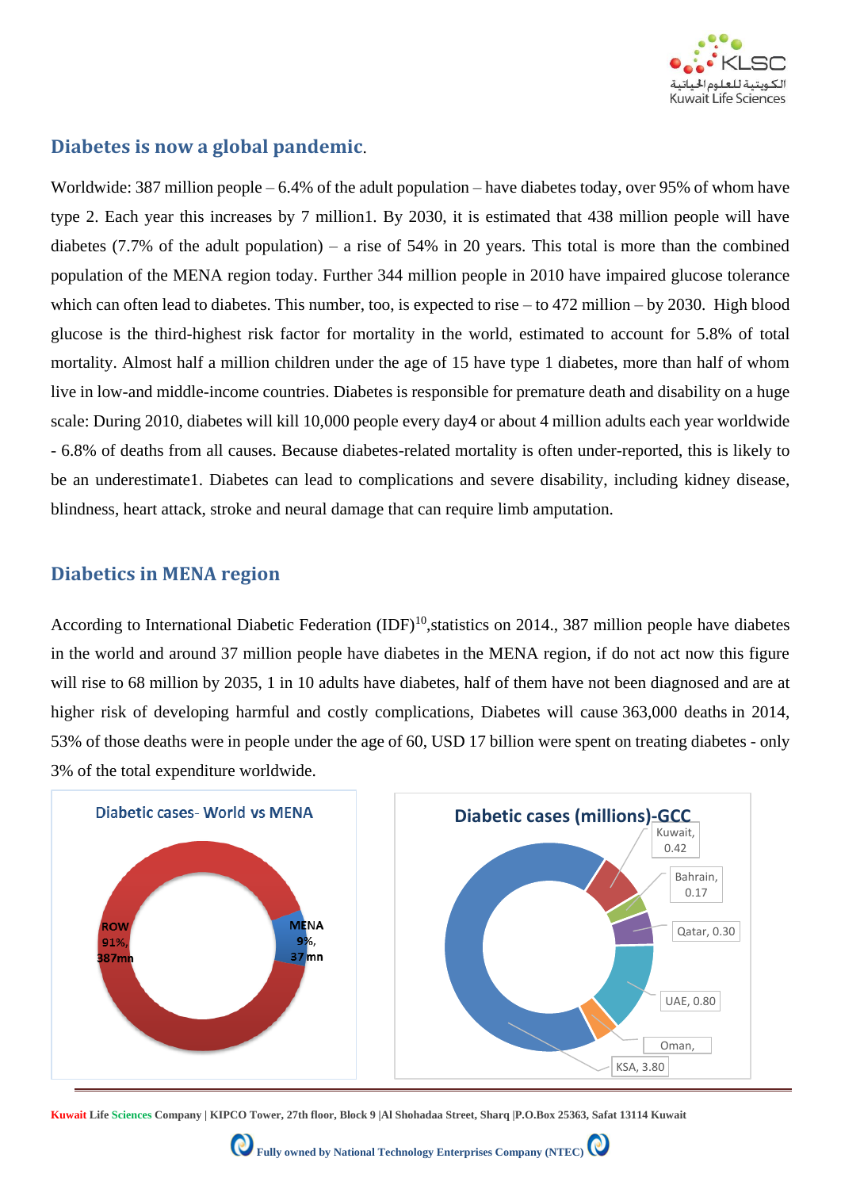## Diabetes is now a global pandemic.

Worldwide: 387 million people – 6.4% of the adult population – have diabetes today, over 95% of whom have type 2. Each year this increases by 7 million1. By 2030, it is estimated that 438 million people will have diabetes (7.7% of the adult population) – a rise of 54% in 20 years. This total is more than the combined population of the MENA region today. Further 344 million people in 2010 have impaired glucose tolerance which can often lead to diabetes. This number, too, is expected to rise – to 472 million – by 2030. High blood glucose is the third-highest risk factor for mortality in the world, estimated to account for 5.8% of total mortality. Almost half a million children under the age of 15 have type 1 diabetes, more than half of whom live in low-and middle-income countries. Diabetes is responsible for premature death and disability on a huge scale: During 2010, diabetes will kill 10,000 people every day4 or about 4 million adults each year worldwide - 6.8% of deaths from all causes. Because diabetes-related mortality is often under-reported, this is likely to be an underestimate1. Diabetes can lead to complications and severe disability, including kidney disease, blindness, heart attack, stroke and neural damage that can require limb amputation.

## Diabetics in MENA region

According to International Diabetic Federation (IDF)[10],statistics on 2014., 387 million people have diabetes in the world and around 37 million people have diabetes in the MENA region, if do not act now this figure will rise to 68 million by 2035, 1 in 10 adults have diabetes, half of them have not been diagnosed and are at higher risk of developing harmful and costly complications, Diabetes will cause 363,000 deaths in 2014, 53% of those deaths were in people under the age of 60, USD 17 billion were spent on treating diabetes - only 3% of the total expenditure worldwide.

**Diabetic cases- World vs MENA**

| Region | Share | Cases |
|---|---|---|
| ROW | 91% | 387mn |
| MENA | 9% | 37 mn |

**Diabetic cases (millions)-GCC**

| Country | Cases (millions) |
|---|---|
| Kuwait | 0.42 |
| Bahrain | 0.17 |
| Qatar | 0.30 |
| UAE | 0.80 |
| Oman | |
| KSA | 3.80 |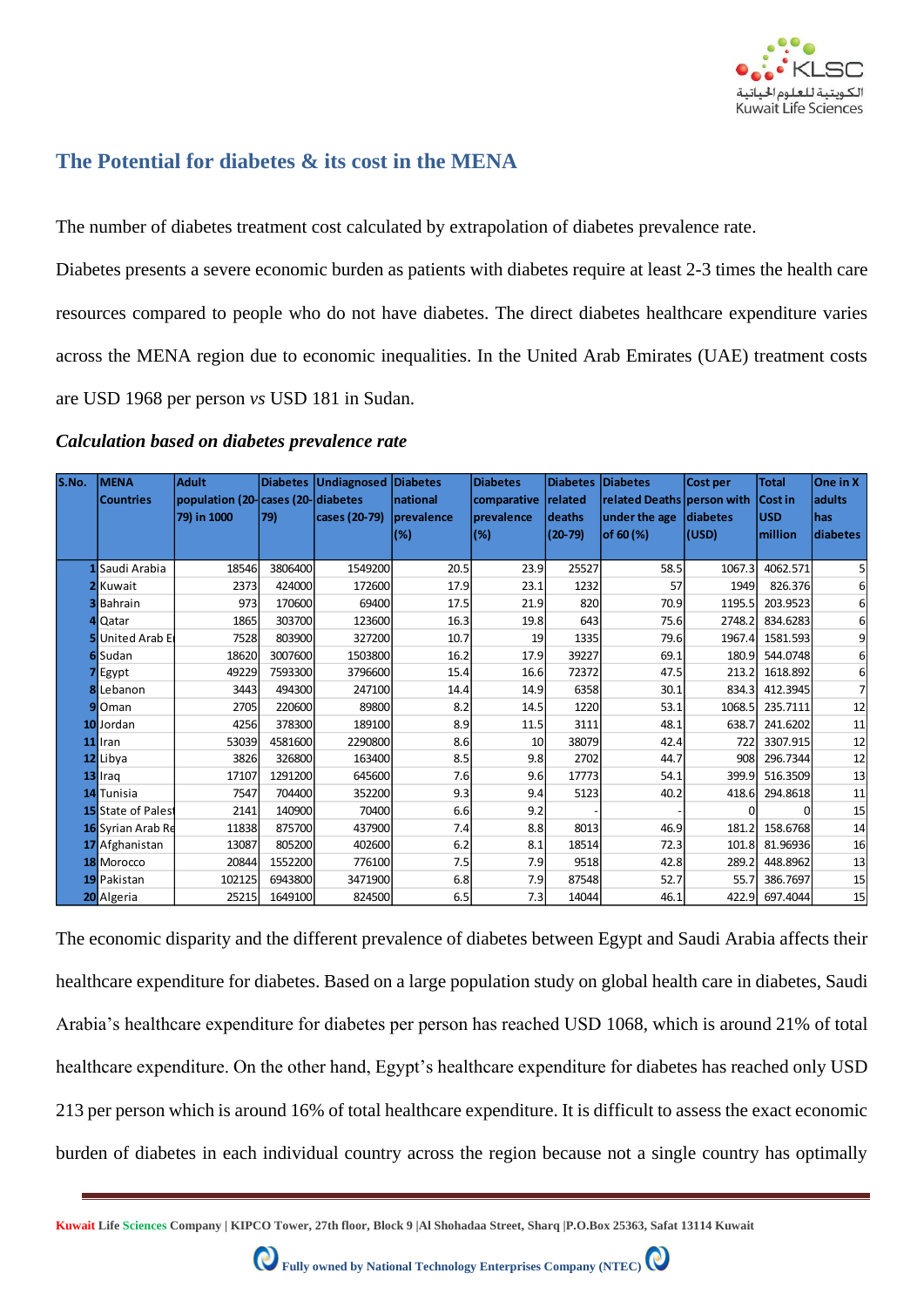## The Potential for diabetes & its cost in the MENA

The number of diabetes treatment cost calculated by extrapolation of diabetes prevalence rate.

Diabetes presents a severe economic burden as patients with diabetes require at least 2-3 times the health care resources compared to people who do not have diabetes. The direct diabetes healthcare expenditure varies across the MENA region due to economic inequalities. In the United Arab Emirates (UAE) treatment costs are USD 1968 per person *vs* USD 181 in Sudan.

***Calculation based on diabetes prevalence rate***

| S.No. | MENA Countries | Adult population (20-79) in 1000 | Diabetes cases (20-79) | Undiagnosed diabetes cases (20-79) | Diabetes national prevalence (%) | Diabetes comparative prevalence (%) | Diabetes related deaths (20-79) | Diabetes related Deaths under the age of 60 (%) | Cost per person with diabetes (USD) | Total Cost in USD million | One in X adults has diabetes |
|---|---|---|---|---|---|---|---|---|---|---|---|
| 1 | Saudi Arabia | 18546 | 3806400 | 1549200 | 20.5 | 23.9 | 25527 | 58.5 | 1067.3 | 4062.571 | 5 |
| 2 | Kuwait | 2373 | 424000 | 172600 | 17.9 | 23.1 | 1232 | 57 | 1949 | 826.376 | 6 |
| 3 | Bahrain | 973 | 170600 | 69400 | 17.5 | 21.9 | 820 | 70.9 | 1195.5 | 203.9523 | 6 |
| 4 | Qatar | 1865 | 303700 | 123600 | 16.3 | 19.8 | 643 | 75.6 | 2748.2 | 834.6283 | 6 |
| 5 | United Arab E | 7528 | 803900 | 327200 | 10.7 | 19 | 1335 | 79.6 | 1967.4 | 1581.593 | 9 |
| 6 | Sudan | 18620 | 3007600 | 1503800 | 16.2 | 17.9 | 39227 | 69.1 | 180.9 | 544.0748 | 6 |
| 7 | Egypt | 49229 | 7593300 | 3796600 | 15.4 | 16.6 | 72372 | 47.5 | 213.2 | 1618.892 | 6 |
| 8 | Lebanon | 3443 | 494300 | 247100 | 14.4 | 14.9 | 6358 | 30.1 | 834.3 | 412.3945 | 7 |
| 9 | Oman | 2705 | 220600 | 89800 | 8.2 | 14.5 | 1220 | 53.1 | 1068.5 | 235.7111 | 12 |
| 10 | Jordan | 4256 | 378300 | 189100 | 8.9 | 11.5 | 3111 | 48.1 | 638.7 | 241.6202 | 11 |
| 11 | Iran | 53039 | 4581600 | 2290800 | 8.6 | 10 | 38079 | 42.4 | 722 | 3307.915 | 12 |
| 12 | Libya | 3826 | 326800 | 163400 | 8.5 | 9.8 | 2702 | 44.7 | 908 | 296.7344 | 12 |
| 13 | Iraq | 17107 | 1291200 | 645600 | 7.6 | 9.6 | 17773 | 54.1 | 399.9 | 516.3509 | 13 |
| 14 | Tunisia | 7547 | 704400 | 352200 | 9.3 | 9.4 | 5123 | 40.2 | 418.6 | 294.8618 | 11 |
| 15 | State of Palest | 2141 | 140900 | 70400 | 6.6 | 9.2 | - | - | 0 | 0 | 15 |
| 16 | Syrian Arab Re | 11838 | 875700 | 437900 | 7.4 | 8.8 | 8013 | 46.9 | 181.2 | 158.6768 | 14 |
| 17 | Afghanistan | 13087 | 805200 | 402600 | 6.2 | 8.1 | 18514 | 72.3 | 101.8 | 81.96936 | 16 |
| 18 | Morocco | 20844 | 1552200 | 776100 | 7.5 | 7.9 | 9518 | 42.8 | 289.2 | 448.8962 | 13 |
| 19 | Pakistan | 102125 | 6943800 | 3471900 | 6.8 | 7.9 | 87548 | 52.7 | 55.7 | 386.7697 | 15 |
| 20 | Algeria | 25215 | 1649100 | 824500 | 6.5 | 7.3 | 14044 | 46.1 | 422.9 | 697.4044 | 15 |

The economic disparity and the different prevalence of diabetes between Egypt and Saudi Arabia affects their healthcare expenditure for diabetes. Based on a large population study on global health care in diabetes, Saudi Arabia's healthcare expenditure for diabetes per person has reached USD 1068, which is around 21% of total healthcare expenditure. On the other hand, Egypt's healthcare expenditure for diabetes has reached only USD 213 per person which is around 16% of total healthcare expenditure. It is difficult to assess the exact economic burden of diabetes in each individual country across the region because not a single country has optimally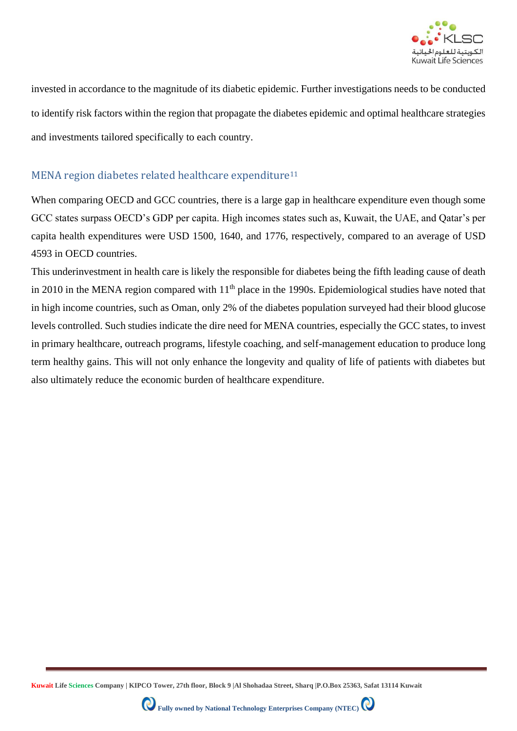invested in accordance to the magnitude of its diabetic epidemic. Further investigations needs to be conducted to identify risk factors within the region that propagate the diabetes epidemic and optimal healthcare strategies and investments tailored specifically to each country.

## MENA region diabetes related healthcare expenditure[11]

When comparing OECD and GCC countries, there is a large gap in healthcare expenditure even though some GCC states surpass OECD's GDP per capita. High incomes states such as, Kuwait, the UAE, and Qatar's per capita health expenditures were USD 1500, 1640, and 1776, respectively, compared to an average of USD 4593 in OECD countries.

This underinvestment in health care is likely the responsible for diabetes being the fifth leading cause of death in 2010 in the MENA region compared with 11th place in the 1990s. Epidemiological studies have noted that in high income countries, such as Oman, only 2% of the diabetes population surveyed had their blood glucose levels controlled. Such studies indicate the dire need for MENA countries, especially the GCC states, to invest in primary healthcare, outreach programs, lifestyle coaching, and self-management education to produce long term healthy gains. This will not only enhance the longevity and quality of life of patients with diabetes but also ultimately reduce the economic burden of healthcare expenditure.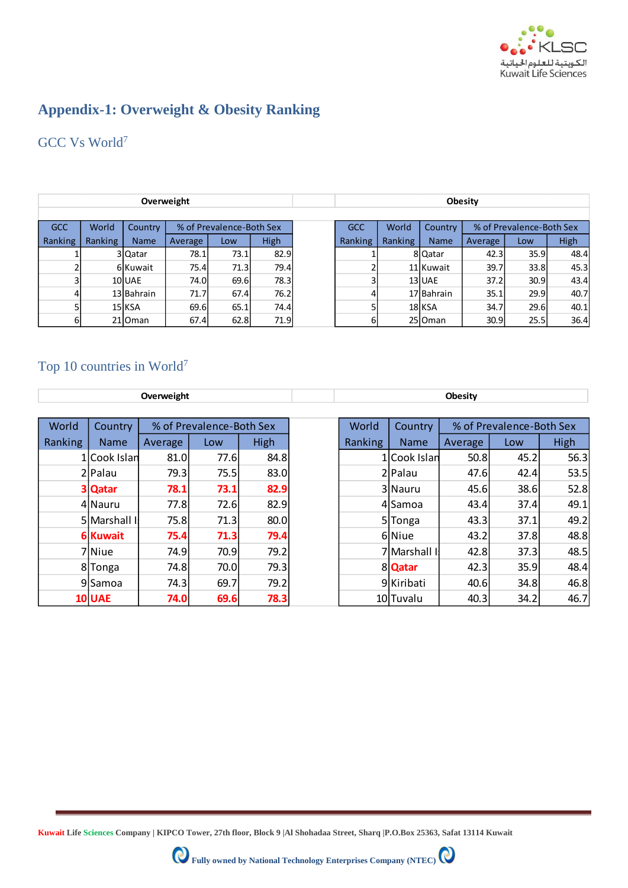# Appendix-1: Overweight & Obesity Ranking

## GCC Vs World[7]

**Overweight**

| GCC Ranking | World Ranking | Country Name | % of Prevalence-Both Sex Average | Low | High |
|---|---|---|---|---|---|
| 1 | 3 | Qatar | 78.1 | 73.1 | 82.9 |
| 2 | 6 | Kuwait | 75.4 | 71.3 | 79.4 |
| 3 | 10 | UAE | 74.0 | 69.6 | 78.3 |
| 4 | 13 | Bahrain | 71.7 | 67.4 | 76.2 |
| 5 | 15 | KSA | 69.6 | 65.1 | 74.4 |
| 6 | 21 | Oman | 67.4 | 62.8 | 71.9 |

**Obesity**

| GCC Ranking | World Ranking | Country Name | % of Prevalence-Both Sex Average | Low | High |
|---|---|---|---|---|---|
| 1 | 8 | Qatar | 42.3 | 35.9 | 48.4 |
| 2 | 11 | Kuwait | 39.7 | 33.8 | 45.3 |
| 3 | 13 | UAE | 37.2 | 30.9 | 43.4 |
| 4 | 17 | Bahrain | 35.1 | 29.9 | 40.7 |
| 5 | 18 | KSA | 34.7 | 29.6 | 40.1 |
| 6 | 25 | Oman | 30.9 | 25.5 | 36.4 |

## Top 10 countries in World[7]

**Overweight**

| World Ranking | Country Name | % of Prevalence-Both Sex Average | Low | High |
|---|---|---|---|---|
| 1 | Cook Islan | 81.0 | 77.6 | 84.8 |
| 2 | Palau | 79.3 | 75.5 | 83.0 |
| **3** | **Qatar** | **78.1** | **73.1** | **82.9** |
| 4 | Nauru | 77.8 | 72.6 | 82.9 |
| 5 | Marshall I | 75.8 | 71.3 | 80.0 |
| **6** | **Kuwait** | **75.4** | **71.3** | **79.4** |
| 7 | Niue | 74.9 | 70.9 | 79.2 |
| 8 | Tonga | 74.8 | 70.0 | 79.3 |
| 9 | Samoa | 74.3 | 69.7 | 79.2 |
| **10** | **UAE** | **74.0** | **69.6** | **78.3** |

**Obesity**

| World Ranking | Country Name | % of Prevalence-Both Sex Average | Low | High |
|---|---|---|---|---|
| 1 | Cook Islan | 50.8 | 45.2 | 56.3 |
| 2 | Palau | 47.6 | 42.4 | 53.5 |
| 3 | Nauru | 45.6 | 38.6 | 52.8 |
| 4 | Samoa | 43.4 | 37.4 | 49.1 |
| 5 | Tonga | 43.3 | 37.1 | 49.2 |
| 6 | Niue | 43.2 | 37.8 | 48.8 |
| 7 | Marshall I | 42.8 | 37.3 | 48.5 |
| 8 | **Qatar** | 42.3 | 35.9 | 48.4 |
| 9 | Kiribati | 40.6 | 34.8 | 46.8 |
| 10 | Tuvalu | 40.3 | 34.2 | 46.7 |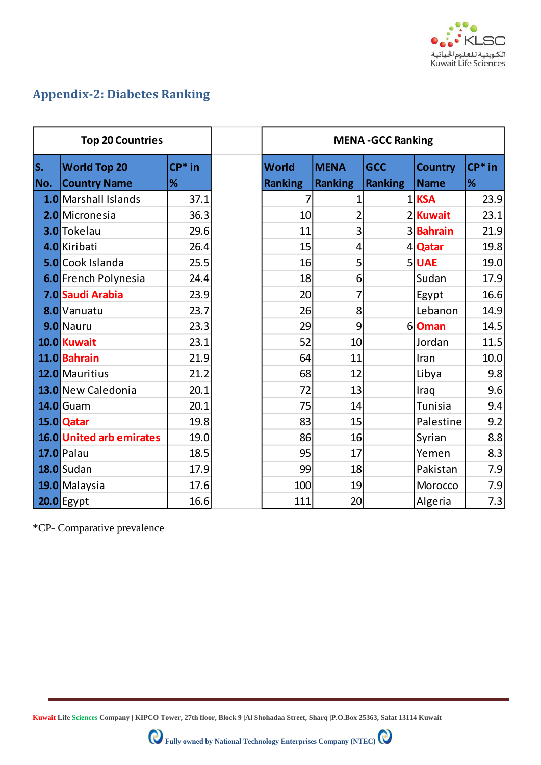## Appendix-2: Diabetes Ranking

| Top 20 Countries | | |
|---|---|---|
| S. No. | World Top 20 Country Name | CP* in % |
| 1.0 | Marshall Islands | 37.1 |
| 2.0 | Micronesia | 36.3 |
| 3.0 | Tokelau | 29.6 |
| 4.0 | Kiribati | 26.4 |
| 5.0 | Cook Islanda | 25.5 |
| 6.0 | French Polynesia | 24.4 |
| 7.0 | **Saudi Arabia** | 23.9 |
| 8.0 | Vanuatu | 23.7 |
| 9.0 | Nauru | 23.3 |
| 10.0 | **Kuwait** | 23.1 |
| 11.0 | **Bahrain** | 21.9 |
| 12.0 | Mauritius | 21.2 |
| 13.0 | New Caledonia | 20.1 |
| 14.0 | Guam | 20.1 |
| 15.0 | **Qatar** | 19.8 |
| 16.0 | **United arb emirates** | 19.0 |
| 17.0 | Palau | 18.5 |
| 18.0 | Sudan | 17.9 |
| 19.0 | Malaysia | 17.6 |
| 20.0 | Egypt | 16.6 |

| MENA -GCC Ranking | | | | |
|---|---|---|---|---|
| World Ranking | MENA Ranking | GCC Ranking | Country Name | CP* in % |
| 7 | 1 | 1 | **KSA** | 23.9 |
| 10 | 2 | 2 | **Kuwait** | 23.1 |
| 11 | 3 | 3 | **Bahrain** | 21.9 |
| 15 | 4 | 4 | **Qatar** | 19.8 |
| 16 | 5 | 5 | **UAE** | 19.0 |
| 18 | 6 | | Sudan | 17.9 |
| 20 | 7 | | Egypt | 16.6 |
| 26 | 8 | | Lebanon | 14.9 |
| 29 | 9 | 6 | **Oman** | 14.5 |
| 52 | 10 | | Jordan | 11.5 |
| 64 | 11 | | Iran | 10.0 |
| 68 | 12 | | Libya | 9.8 |
| 72 | 13 | | Iraq | 9.6 |
| 75 | 14 | | Tunisia | 9.4 |
| 83 | 15 | | Palestine | 9.2 |
| 86 | 16 | | Syrian | 8.8 |
| 95 | 17 | | Yemen | 8.3 |
| 99 | 18 | | Pakistan | 7.9 |
| 100 | 19 | | Morocco | 7.9 |
| 111 | 20 | | Algeria | 7.3 |

*CP- Comparative prevalence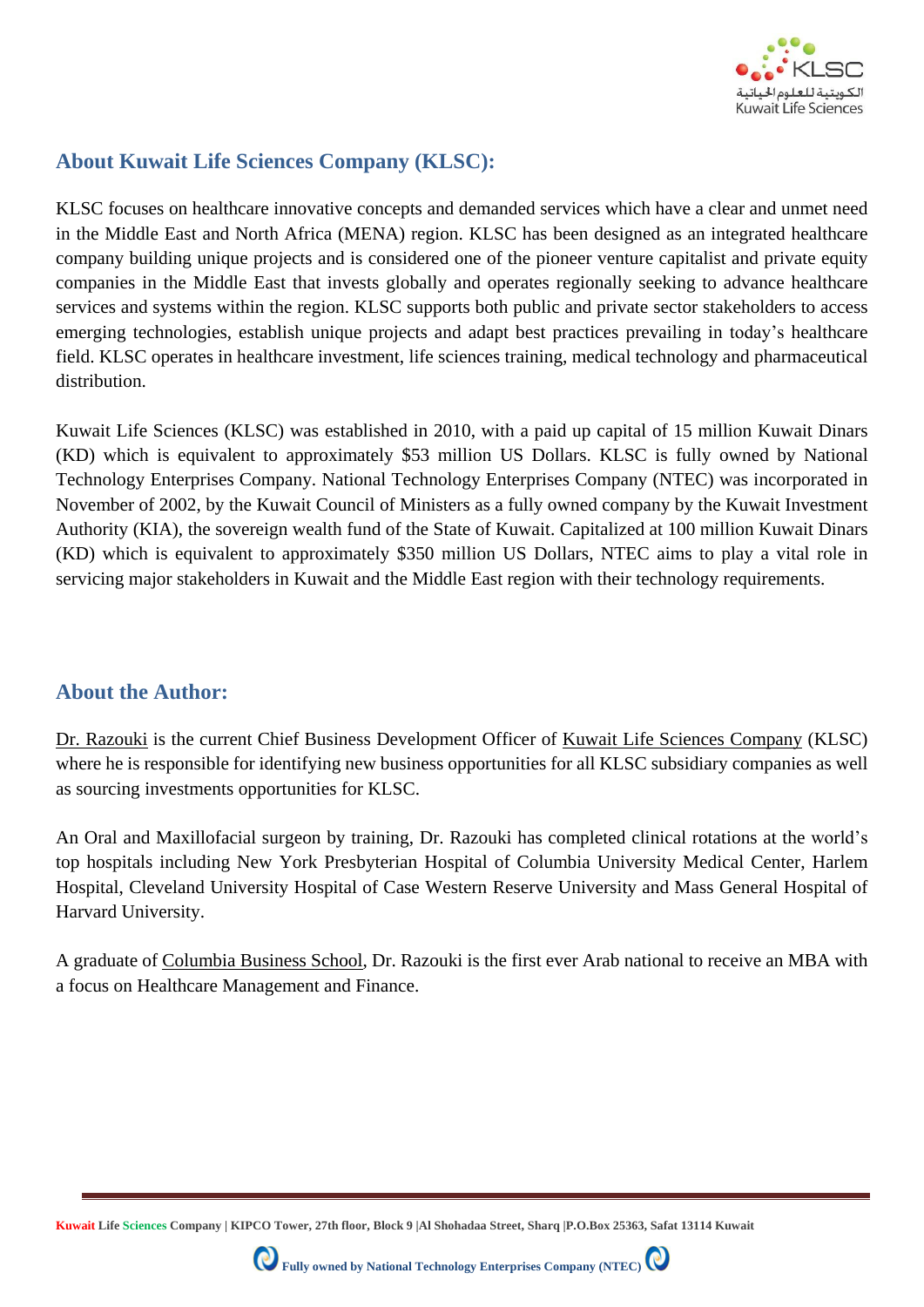## About Kuwait Life Sciences Company (KLSC):

KLSC focuses on healthcare innovative concepts and demanded services which have a clear and unmet need in the Middle East and North Africa (MENA) region. KLSC has been designed as an integrated healthcare company building unique projects and is considered one of the pioneer venture capitalist and private equity companies in the Middle East that invests globally and operates regionally seeking to advance healthcare services and systems within the region. KLSC supports both public and private sector stakeholders to access emerging technologies, establish unique projects and adapt best practices prevailing in today's healthcare field. KLSC operates in healthcare investment, life sciences training, medical technology and pharmaceutical distribution.

Kuwait Life Sciences (KLSC) was established in 2010, with a paid up capital of 15 million Kuwait Dinars (KD) which is equivalent to approximately $53 million US Dollars. KLSC is fully owned by National Technology Enterprises Company. National Technology Enterprises Company (NTEC) was incorporated in November of 2002, by the Kuwait Council of Ministers as a fully owned company by the Kuwait Investment Authority (KIA), the sovereign wealth fund of the State of Kuwait. Capitalized at 100 million Kuwait Dinars (KD) which is equivalent to approximately $350 million US Dollars, NTEC aims to play a vital role in servicing major stakeholders in Kuwait and the Middle East region with their technology requirements.

## About the Author:

Dr. Razouki is the current Chief Business Development Officer of Kuwait Life Sciences Company (KLSC) where he is responsible for identifying new business opportunities for all KLSC subsidiary companies as well as sourcing investments opportunities for KLSC.

An Oral and Maxillofacial surgeon by training, Dr. Razouki has completed clinical rotations at the world's top hospitals including New York Presbyterian Hospital of Columbia University Medical Center, Harlem Hospital, Cleveland University Hospital of Case Western Reserve University and Mass General Hospital of Harvard University.

A graduate of Columbia Business School, Dr. Razouki is the first ever Arab national to receive an MBA with a focus on Healthcare Management and Finance.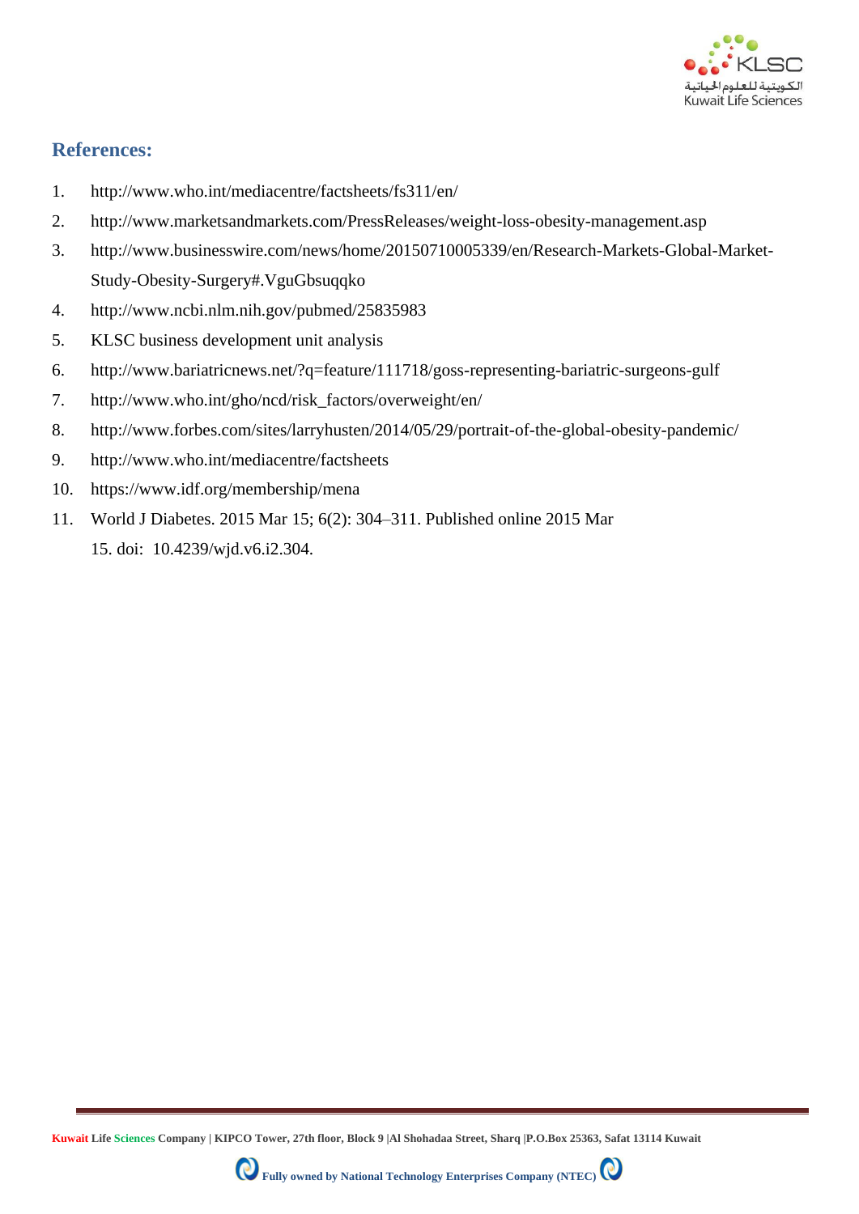## References:

1. http://www.who.int/mediacentre/factsheets/fs311/en/
2. http://www.marketsandmarkets.com/PressReleases/weight-loss-obesity-management.asp
3. http://www.businesswire.com/news/home/20150710005339/en/Research-Markets-Global-Market-Study-Obesity-Surgery#.VguGbsuqqko
4. http://www.ncbi.nlm.nih.gov/pubmed/25835983
5. KLSC business development unit analysis
6. http://www.bariatricnews.net/?q=feature/111718/goss-representing-bariatric-surgeons-gulf
7. http://www.who.int/gho/ncd/risk_factors/overweight/en/
8. http://www.forbes.com/sites/larryhusten/2014/05/29/portrait-of-the-global-obesity-pandemic/
9. http://www.who.int/mediacentre/factsheets
10. https://www.idf.org/membership/mena
11. World J Diabetes. 2015 Mar 15; 6(2): 304–311. Published online 2015 Mar 15. doi: 10.4239/wjd.v6.i2.304.